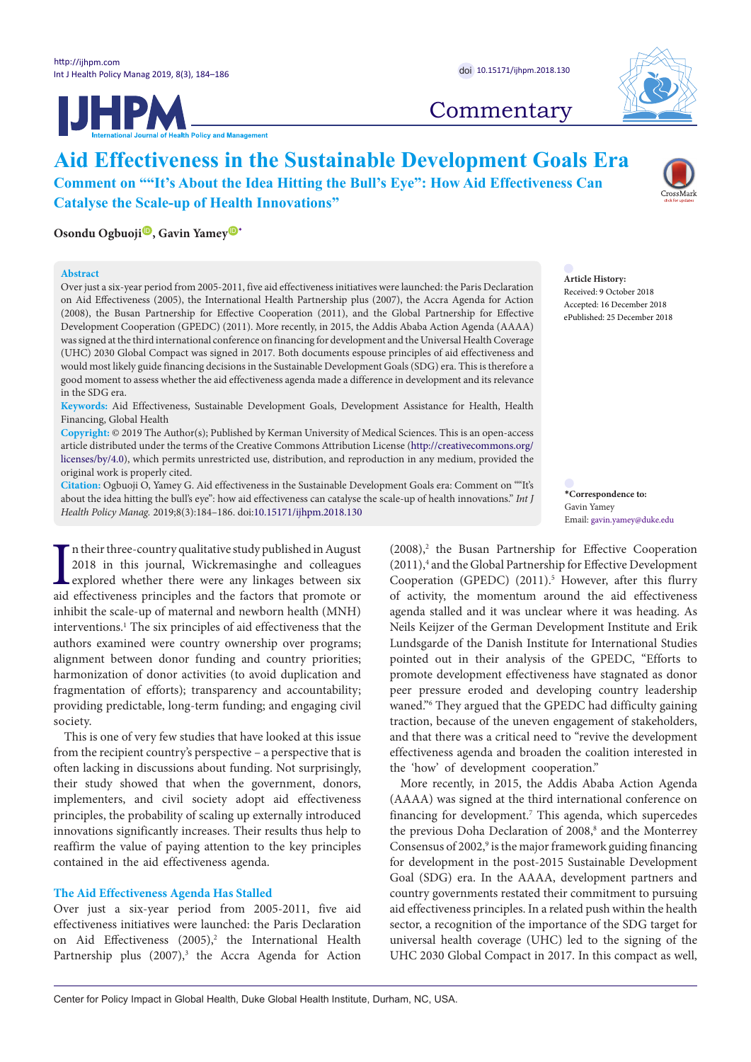# Aid Effectiveness in the Sustainable Development Goals Era

## Comment on ""It's About the Idea Hitting the Bull's Eye": How Aid Effectiveness Can Catalyse the Scale-up of Health Innovations"

**Osondu Ogbuoji, Gavin Yamey***

**Abstract**

Over just a six-year period from 2005-2011, five aid effectiveness initiatives were launched: the Paris Declaration on Aid Effectiveness (2005), the International Health Partnership plus (2007), the Accra Agenda for Action (2008), the Busan Partnership for Effective Cooperation (2011), and the Global Partnership for Effective Development Cooperation (GPEDC) (2011). More recently, in 2015, the Addis Ababa Action Agenda (AAAA) was signed at the third international conference on financing for development and the Universal Health Coverage (UHC) 2030 Global Compact was signed in 2017. Both documents espouse principles of aid effectiveness and would most likely guide financing decisions in the Sustainable Development Goals (SDG) era. This is therefore a good moment to assess whether the aid effectiveness agenda made a difference in development and its relevance in the SDG era.

**Keywords:** Aid Effectiveness, Sustainable Development Goals, Development Assistance for Health, Health Financing, Global Health

**Copyright:** © 2019 The Author(s); Published by Kerman University of Medical Sciences. This is an open-access article distributed under the terms of the Creative Commons Attribution License (http://creativecommons.org/licenses/by/4.0), which permits unrestricted use, distribution, and reproduction in any medium, provided the original work is properly cited.

**Citation:** Ogbuoji O, Yamey G. Aid effectiveness in the Sustainable Development Goals era: Comment on ""It's about the idea hitting the bull's eye": how aid effectiveness can catalyse the scale-up of health innovations." *Int J Health Policy Manag.* 2019;8(3):184–186. doi:10.15171/ijhpm.2018.130

**Article History:**
Received: 9 October 2018
Accepted: 16 December 2018
ePublished: 25 December 2018

***Correspondence to:**
Gavin Yamey
Email: gavin.yamey@duke.edu

In their three-country qualitative study published in August 2018 in this journal, Wickremasinghe and colleagues explored whether there were any linkages between six aid effectiveness principles and the factors that promote or inhibit the scale-up of maternal and newborn health (MNH) interventions.[1] The six principles of aid effectiveness that the authors examined were country ownership over programs; alignment between donor funding and country priorities; harmonization of donor activities (to avoid duplication and fragmentation of efforts); transparency and accountability; providing predictable, long-term funding; and engaging civil society.

This is one of very few studies that have looked at this issue from the recipient country's perspective – a perspective that is often lacking in discussions about funding. Not surprisingly, their study showed that when the government, donors, implementers, and civil society adopt aid effectiveness principles, the probability of scaling up externally introduced innovations significantly increases. Their results thus help to reaffirm the value of paying attention to the key principles contained in the aid effectiveness agenda.

### The Aid Effectiveness Agenda Has Stalled

Over just a six-year period from 2005-2011, five aid effectiveness initiatives were launched: the Paris Declaration on Aid Effectiveness (2005),[2] the International Health Partnership plus (2007),[3] the Accra Agenda for Action (2008),[2] the Busan Partnership for Effective Cooperation (2011),[4] and the Global Partnership for Effective Development Cooperation (GPEDC) (2011).[5] However, after this flurry of activity, the momentum around the aid effectiveness agenda stalled and it was unclear where it was heading. As Neils Keijzer of the German Development Institute and Erik Lundsgarde of the Danish Institute for International Studies pointed out in their analysis of the GPEDC, "Efforts to promote development effectiveness have stagnated as donor peer pressure eroded and developing country leadership waned."[6] They argued that the GPEDC had difficulty gaining traction, because of the uneven engagement of stakeholders, and that there was a critical need to "revive the development effectiveness agenda and broaden the coalition interested in the 'how' of development cooperation."

More recently, in 2015, the Addis Ababa Action Agenda (AAAA) was signed at the third international conference on financing for development.[7] This agenda, which supercedes the previous Doha Declaration of 2008,[8] and the Monterrey Consensus of 2002,[9] is the major framework guiding financing for development in the post-2015 Sustainable Development Goal (SDG) era. In the AAAA, development partners and country governments restated their commitment to pursuing aid effectiveness principles. In a related push within the health sector, a recognition of the importance of the SDG target for universal health coverage (UHC) led to the signing of the UHC 2030 Global Compact in 2017. In this compact as well,

Center for Policy Impact in Global Health, Duke Global Health Institute, Durham, NC, USA.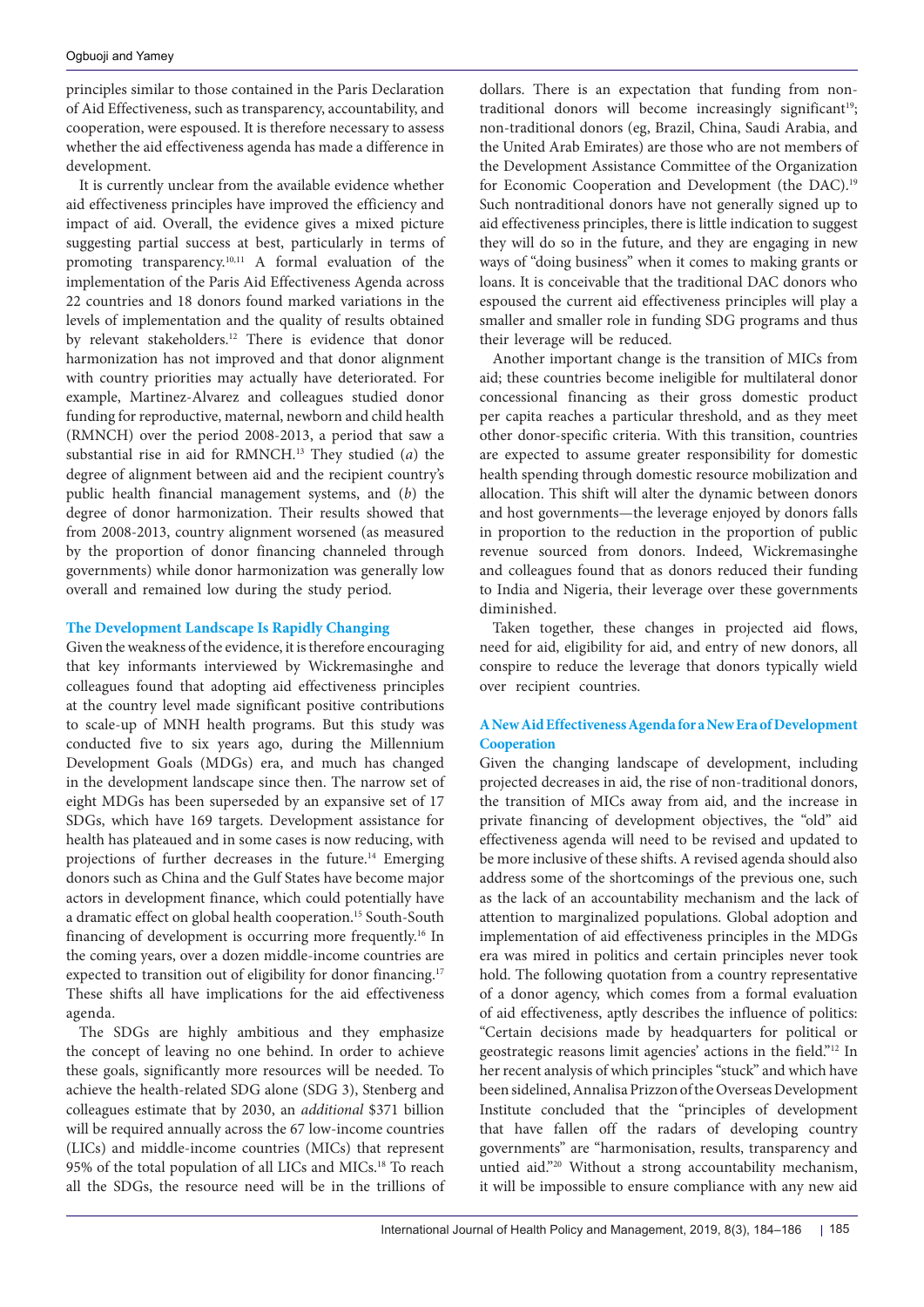principles similar to those contained in the Paris Declaration of Aid Effectiveness, such as transparency, accountability, and cooperation, were espoused. It is therefore necessary to assess whether the aid effectiveness agenda has made a difference in development.

It is currently unclear from the available evidence whether aid effectiveness principles have improved the efficiency and impact of aid. Overall, the evidence gives a mixed picture suggesting partial success at best, particularly in terms of promoting transparency.[10,11] A formal evaluation of the implementation of the Paris Aid Effectiveness Agenda across 22 countries and 18 donors found marked variations in the levels of implementation and the quality of results obtained by relevant stakeholders.[12] There is evidence that donor harmonization has not improved and that donor alignment with country priorities may actually have deteriorated. For example, Martinez-Alvarez and colleagues studied donor funding for reproductive, maternal, newborn and child health (RMNCH) over the period 2008-2013, a period that saw a substantial rise in aid for RMNCH.[13] They studied (*a*) the degree of alignment between aid and the recipient country's public health financial management systems, and (*b*) the degree of donor harmonization. Their results showed that from 2008-2013, country alignment worsened (as measured by the proportion of donor financing channeled through governments) while donor harmonization was generally low overall and remained low during the study period.

## The Development Landscape Is Rapidly Changing

Given the weakness of the evidence, it is therefore encouraging that key informants interviewed by Wickremasinghe and colleagues found that adopting aid effectiveness principles at the country level made significant positive contributions to scale-up of MNH health programs. But this study was conducted five to six years ago, during the Millennium Development Goals (MDGs) era, and much has changed in the development landscape since then. The narrow set of eight MDGs has been superseded by an expansive set of 17 SDGs, which have 169 targets. Development assistance for health has plateaued and in some cases is now reducing, with projections of further decreases in the future.[14] Emerging donors such as China and the Gulf States have become major actors in development finance, which could potentially have a dramatic effect on global health cooperation.[15] South-South financing of development is occurring more frequently.[16] In the coming years, over a dozen middle-income countries are expected to transition out of eligibility for donor financing.[17] These shifts all have implications for the aid effectiveness agenda.

The SDGs are highly ambitious and they emphasize the concept of leaving no one behind. In order to achieve these goals, significantly more resources will be needed. To achieve the health-related SDG alone (SDG 3), Stenberg and colleagues estimate that by 2030, an *additional* $371 billion will be required annually across the 67 low-income countries (LICs) and middle-income countries (MICs) that represent 95% of the total population of all LICs and MICs.[18] To reach all the SDGs, the resource need will be in the trillions of dollars. There is an expectation that funding from non-traditional donors will become increasingly significant[19]; non-traditional donors (eg, Brazil, China, Saudi Arabia, and the United Arab Emirates) are those who are not members of the Development Assistance Committee of the Organization for Economic Cooperation and Development (the DAC).[19] Such nontraditional donors have not generally signed up to aid effectiveness principles, there is little indication to suggest they will do so in the future, and they are engaging in new ways of "doing business" when it comes to making grants or loans. It is conceivable that the traditional DAC donors who espoused the current aid effectiveness principles will play a smaller and smaller role in funding SDG programs and thus their leverage will be reduced.

Another important change is the transition of MICs from aid; these countries become ineligible for multilateral donor concessional financing as their gross domestic product per capita reaches a particular threshold, and as they meet other donor-specific criteria. With this transition, countries are expected to assume greater responsibility for domestic health spending through domestic resource mobilization and allocation. This shift will alter the dynamic between donors and host governments—the leverage enjoyed by donors falls in proportion to the reduction in the proportion of public revenue sourced from donors. Indeed, Wickremasinghe and colleagues found that as donors reduced their funding to India and Nigeria, their leverage over these governments diminished.

Taken together, these changes in projected aid flows, need for aid, eligibility for aid, and entry of new donors, all conspire to reduce the leverage that donors typically wield over recipient countries.

## A New Aid Effectiveness Agenda for a New Era of Development Cooperation

Given the changing landscape of development, including projected decreases in aid, the rise of non-traditional donors, the transition of MICs away from aid, and the increase in private financing of development objectives, the "old" aid effectiveness agenda will need to be revised and updated to be more inclusive of these shifts. A revised agenda should also address some of the shortcomings of the previous one, such as the lack of an accountability mechanism and the lack of attention to marginalized populations. Global adoption and implementation of aid effectiveness principles in the MDGs era was mired in politics and certain principles never took hold. The following quotation from a country representative of a donor agency, which comes from a formal evaluation of aid effectiveness, aptly describes the influence of politics: "Certain decisions made by headquarters for political or geostrategic reasons limit agencies' actions in the field."[12] In her recent analysis of which principles "stuck" and which have been sidelined, Annalisa Prizzon of the Overseas Development Institute concluded that the "principles of development that have fallen off the radars of developing country governments" are "harmonisation, results, transparency and untied aid."[20] Without a strong accountability mechanism, it will be impossible to ensure compliance with any new aid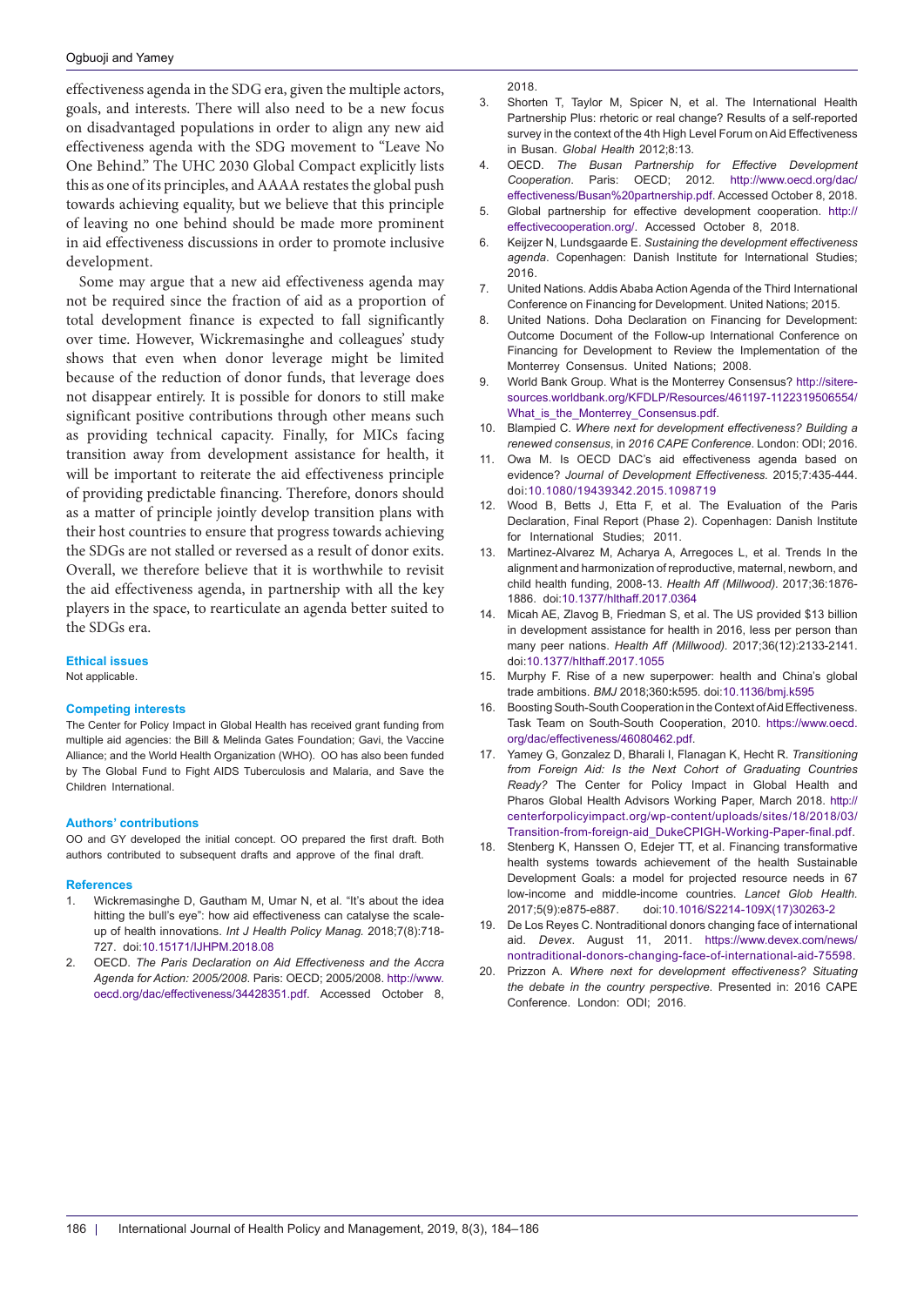effectiveness agenda in the SDG era, given the multiple actors, goals, and interests. There will also need to be a new focus on disadvantaged populations in order to align any new aid effectiveness agenda with the SDG movement to "Leave No One Behind." The UHC 2030 Global Compact explicitly lists this as one of its principles, and AAAA restates the global push towards achieving equality, but we believe that this principle of leaving no one behind should be made more prominent in aid effectiveness discussions in order to promote inclusive development.

Some may argue that a new aid effectiveness agenda may not be required since the fraction of aid as a proportion of total development finance is expected to fall significantly over time. However, Wickremasinghe and colleagues' study shows that even when donor leverage might be limited because of the reduction of donor funds, that leverage does not disappear entirely. It is possible for donors to still make significant positive contributions through other means such as providing technical capacity. Finally, for MICs facing transition away from development assistance for health, it will be important to reiterate the aid effectiveness principle of providing predictable financing. Therefore, donors should as a matter of principle jointly develop transition plans with their host countries to ensure that progress towards achieving the SDGs are not stalled or reversed as a result of donor exits. Overall, we therefore believe that it is worthwhile to revisit the aid effectiveness agenda, in partnership with all the key players in the space, to rearticulate an agenda better suited to the SDGs era.

### Ethical issues

Not applicable.

### Competing interests

The Center for Policy Impact in Global Health has received grant funding from multiple aid agencies: the Bill & Melinda Gates Foundation; Gavi, the Vaccine Alliance; and the World Health Organization (WHO). OO has also been funded by The Global Fund to Fight AIDS Tuberculosis and Malaria, and Save the Children International.

### Authors' contributions

OO and GY developed the initial concept. OO prepared the first draft. Both authors contributed to subsequent drafts and approve of the final draft.

### References

1. Wickremasinghe D, Gautham M, Umar N, et al. "It's about the idea hitting the bull's eye": how aid effectiveness can catalyse the scale-up of health innovations. *Int J Health Policy Manag.* 2018;7(8):718-727. doi:10.15171/IJHPM.2018.08
2. OECD. *The Paris Declaration on Aid Effectiveness and the Accra Agenda for Action: 2005/2008*. Paris: OECD; 2005/2008. http://www.oecd.org/dac/effectiveness/34428351.pdf. Accessed October 8, 2018.
3. Shorten T, Taylor M, Spicer N, et al. The International Health Partnership Plus: rhetoric or real change? Results of a self-reported survey in the context of the 4th High Level Forum on Aid Effectiveness in Busan. *Global Health* 2012;8:13.
4. OECD. *The Busan Partnership for Effective Development Cooperation*. Paris: OECD; 2012. http://www.oecd.org/dac/effectiveness/Busan%20partnership.pdf. Accessed October 8, 2018.
5. Global partnership for effective development cooperation. http://effectivecooperation.org/. Accessed October 8, 2018.
6. Keijzer N, Lundsgaarde E. *Sustaining the development effectiveness agenda*. Copenhagen: Danish Institute for International Studies; 2016.
7. United Nations. Addis Ababa Action Agenda of the Third International Conference on Financing for Development. United Nations; 2015.
8. United Nations. Doha Declaration on Financing for Development: Outcome Document of the Follow-up International Conference on Financing for Development to Review the Implementation of the Monterrey Consensus. United Nations; 2008.
9. World Bank Group. What is the Monterrey Consensus? http://siteresources.worldbank.org/KFDLP/Resources/461197-1122319506554/What_is_the_Monterrey_Consensus.pdf.
10. Blampied C. *Where next for development effectiveness? Building a renewed consensus*, in *2016 CAPE Conference*. London: ODI; 2016.
11. Owa M. Is OECD DAC's aid effectiveness agenda based on evidence? *Journal of Development Effectiveness.* 2015;7:435-444. doi:10.1080/19439342.2015.1098719
12. Wood B, Betts J, Etta F, et al. The Evaluation of the Paris Declaration, Final Report (Phase 2). Copenhagen: Danish Institute for International Studies; 2011.
13. Martinez-Alvarez M, Acharya A, Arregoces L, et al. Trends In the alignment and harmonization of reproductive, maternal, newborn, and child health funding, 2008-13. *Health Aff (Millwood).* 2017;36:1876-1886. doi:10.1377/hlthaff.2017.0364
14. Micah AE, Zlavog B, Friedman S, et al. The US provided $13 billion in development assistance for health in 2016, less per person than many peer nations. *Health Aff (Millwood).* 2017;36(12):2133-2141. doi:10.1377/hlthaff.2017.1055
15. Murphy F. Rise of a new superpower: health and China's global trade ambitions. *BMJ* 2018;360:k595. doi:10.1136/bmj.k595
16. Boosting South-South Cooperation in the Context of Aid Effectiveness. Task Team on South-South Cooperation, 2010. https://www.oecd.org/dac/effectiveness/46080462.pdf.
17. Yamey G, Gonzalez D, Bharali I, Flanagan K, Hecht R. *Transitioning from Foreign Aid: Is the Next Cohort of Graduating Countries Ready?* The Center for Policy Impact in Global Health and Pharos Global Health Advisors Working Paper, March 2018. http://centerforpolicyimpact.org/wp-content/uploads/sites/18/2018/03/Transition-from-foreign-aid_DukeCPIGH-Working-Paper-final.pdf.
18. Stenberg K, Hanssen O, Edejer TT, et al. Financing transformative health systems towards achievement of the health Sustainable Development Goals: a model for projected resource needs in 67 low-income and middle-income countries. *Lancet Glob Health.* 2017;5(9):e875-e887. doi:10.1016/S2214-109X(17)30263-2
19. De Los Reyes C. Nontraditional donors changing face of international aid. *Devex*. August 11, 2011. https://www.devex.com/news/nontraditional-donors-changing-face-of-international-aid-75598.
20. Prizzon A. *Where next for development effectiveness? Situating the debate in the country perspective.* Presented in: 2016 CAPE Conference. London: ODI; 2016.